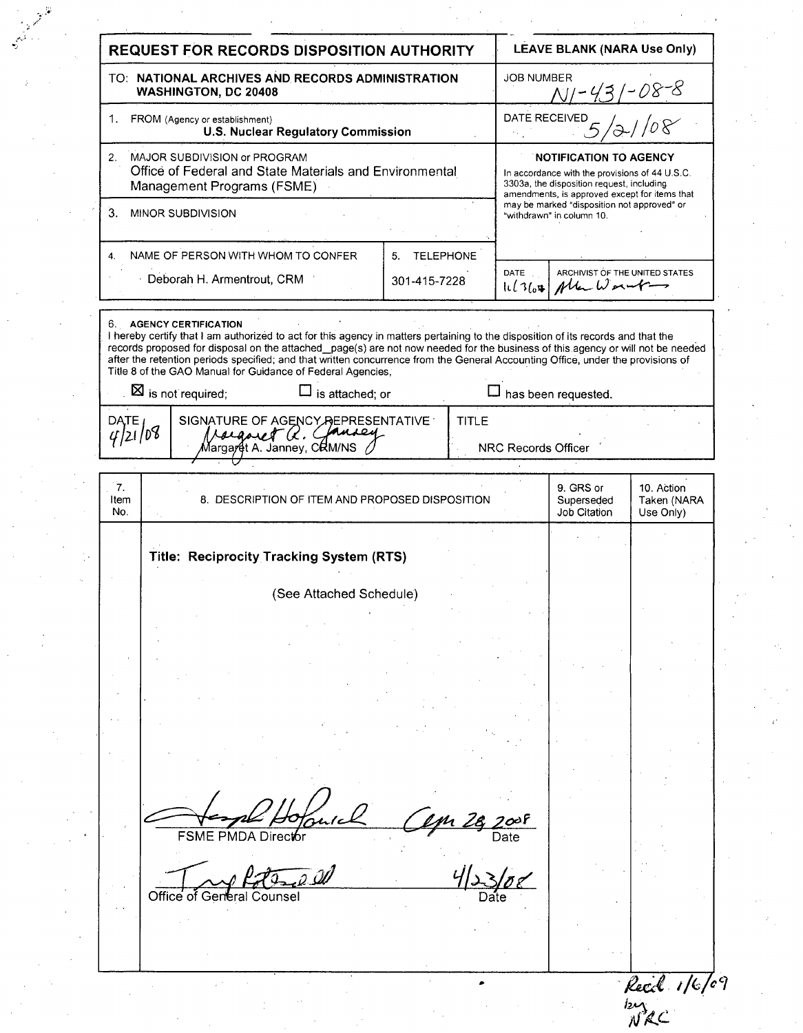# REQUEST FOR RECORDS DISPOSITION AUTHORITY

**LEAVE BLANK (NARA Use Only)**

| | |
|---|---|
| TO: **NATIONAL ARCHIVES AND RECORDS ADMINISTRATION WASHINGTON, DC 20408** | JOB NUMBER N1-431-08-8 |
| 1. FROM (Agency or establishment) **U.S. Nuclear Regulatory Commission** | DATE RECEIVED 5/21/08 |
| 2. MAJOR SUBDIVISION or PROGRAM Office of Federal and State Materials and Environmental Management Programs (FSME) | **NOTIFICATION TO AGENCY** In accordance with the provisions of 44 U.S.C. 3303a, the disposition request, including amendments, is approved except for items that may be marked "disposition not approved" or "withdrawn" in column 10. |
| 3. MINOR SUBDIVISION | |
| 4. NAME OF PERSON WITH WHOM TO CONFER: Deborah H. Armentrout, CRM — 5. TELEPHONE: 301-415-7228 | DATE: 11/3/08 — ARCHIVIST OF THE UNITED STATES: (signature) |

6. **AGENCY CERTIFICATION**

I hereby certify that I am authorized to act for this agency in matters pertaining to the disposition of its records and that the records proposed for disposal on the attached__page(s) are not now needed for the business of this agency or will not be needed after the retention periods specified; and that written concurrence from the General Accounting Office, under the provisions of Title 8 of the GAO Manual for Guidance of Federal Agencies,

☒ is not required; ☐ is attached; or ☐ has been requested.

| DATE | SIGNATURE OF AGENCY REPRESENTATIVE | TITLE |
|---|---|---|
| 4/21/08 | Margaret A. Janney, CRM/NS | NRC Records Officer |

| 7. Item No. | 8. DESCRIPTION OF ITEM AND PROPOSED DISPOSITION | 9. GRS or Superseded Job Citation | 10. Action Taken (NARA Use Only) |
|---|---|---|---|
| | **Title: Reciprocity Tracking System (RTS)** (See Attached Schedule) | | |

FSME PMDA Director — Date: Apr 28 2008

Office of General Counsel — Date: 4/23/08

Rec'd 1/6/09 by NRC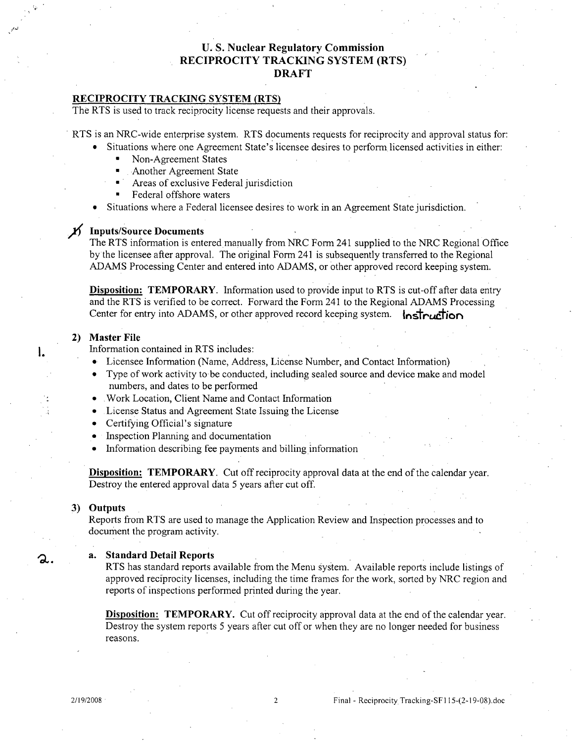# U. S. Nuclear Regulatory Commission
# RECIPROCITY TRACKING SYSTEM (RTS)
# DRAFT

**RECIPROCITY TRACKING SYSTEM (RTS)**

The RTS is used to track reciprocity license requests and their approvals.

RTS is an NRC-wide enterprise system. RTS documents requests for reciprocity and approval status for:

- Situations where one Agreement State's licensee desires to perform licensed activities in either:
  - Non-Agreement States
  - Another Agreement State
  - Areas of exclusive Federal jurisdiction
  - Federal offshore waters
- Situations where a Federal licensee desires to work in an Agreement State jurisdiction.

**1) Inputs/Source Documents**

The RTS information is entered manually from NRC Form 241 supplied to the NRC Regional Office by the licensee after approval. The original Form 241 is subsequently transferred to the Regional ADAMS Processing Center and entered into ADAMS, or other approved record keeping system.

**Disposition:** **TEMPORARY**. Information used to provide input to RTS is cut-off after data entry and the RTS is verified to be correct. Forward the Form 241 to the Regional ADAMS Processing Center for entry into ADAMS, or other approved record keeping system. Instruction

1.

**2) Master File**

Information contained in RTS includes:

- Licensee Information (Name, Address, License Number, and Contact Information)
- Type of work activity to be conducted, including sealed source and device make and model numbers, and dates to be performed
- Work Location, Client Name and Contact Information
- License Status and Agreement State Issuing the License
- Certifying Official's signature
- Inspection Planning and documentation
- Information describing fee payments and billing information

**Disposition:** **TEMPORARY**. Cut off reciprocity approval data at the end of the calendar year. Destroy the entered approval data 5 years after cut off.

**3) Outputs**

Reports from RTS are used to manage the Application Review and Inspection processes and to document the program activity.

2.

**a. Standard Detail Reports**

RTS has standard reports available from the Menu system. Available reports include listings of approved reciprocity licenses, including the time frames for the work, sorted by NRC region and reports of inspections performed printed during the year.

**Disposition:** **TEMPORARY.** Cut off reciprocity approval data at the end of the calendar year. Destroy the system reports 5 years after cut off or when they are no longer needed for business reasons.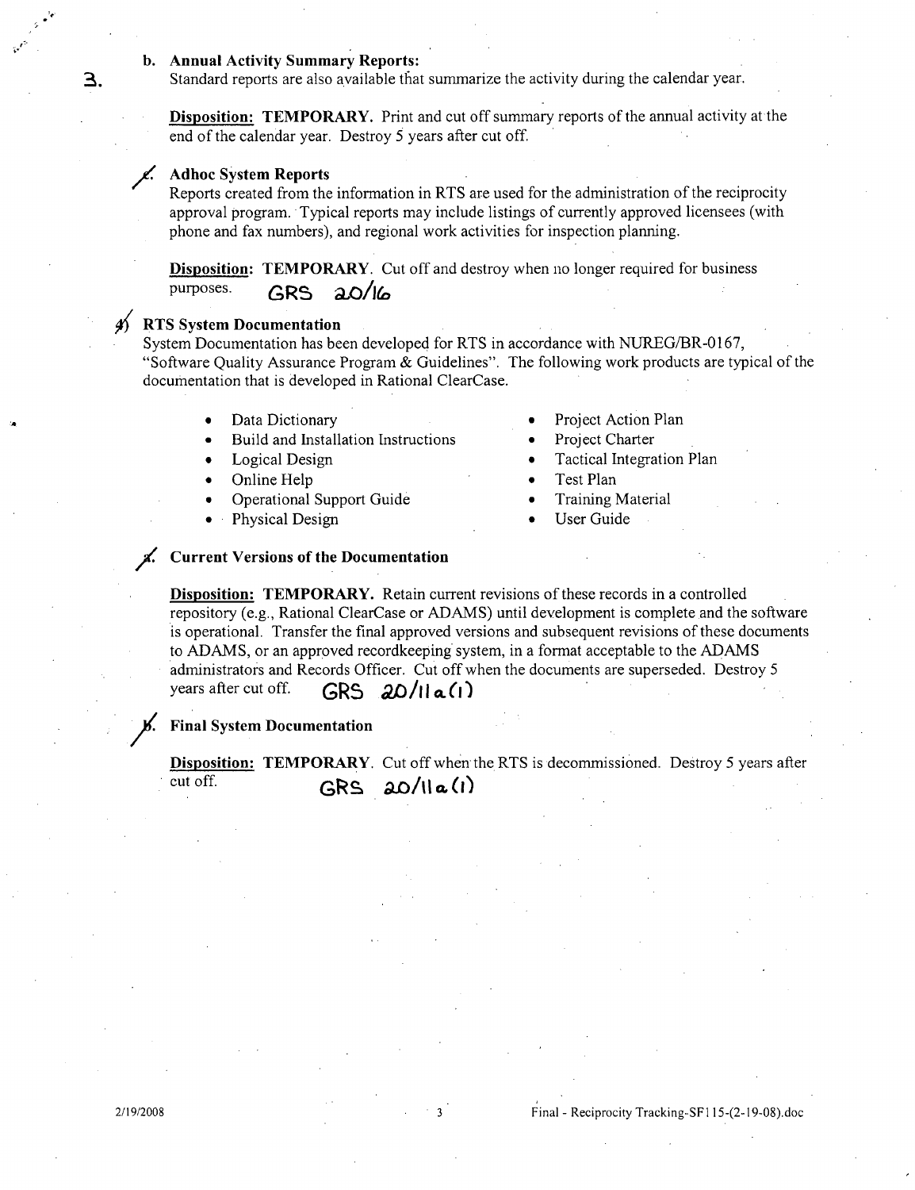3.

**b. Annual Activity Summary Reports:**
Standard reports are also available that summarize the activity during the calendar year.

**Disposition: TEMPORARY.** Print and cut off summary reports of the annual activity at the end of the calendar year. Destroy 5 years after cut off.

**c. Adhoc System Reports**
Reports created from the information in RTS are used for the administration of the reciprocity approval program. Typical reports may include listings of currently approved licensees (with phone and fax numbers), and regional work activities for inspection planning.

**Disposition: TEMPORARY.** Cut off and destroy when no longer required for business purposes. GRS 20/16

**4) RTS System Documentation**
System Documentation has been developed for RTS in accordance with NUREG/BR-0167, "Software Quality Assurance Program & Guidelines". The following work products are typical of the documentation that is developed in Rational ClearCase.

- Data Dictionary
- Build and Installation Instructions
- Logical Design
- Online Help
- Operational Support Guide
- Physical Design
- Project Action Plan
- Project Charter
- Tactical Integration Plan
- Test Plan
- Training Material
- User Guide

**a. Current Versions of the Documentation**

**Disposition: TEMPORARY.** Retain current revisions of these records in a controlled repository (e.g., Rational ClearCase or ADAMS) until development is complete and the software is operational. Transfer the final approved versions and subsequent revisions of these documents to ADAMS, or an approved recordkeeping system, in a format acceptable to the ADAMS administrators and Records Officer. Cut off when the documents are superseded. Destroy 5 years after cut off. GRS 20/11a(1)

**b. Final System Documentation**

**Disposition: TEMPORARY.** Cut off when the RTS is decommissioned. Destroy 5 years after cut off. GRS 20/11a(1)